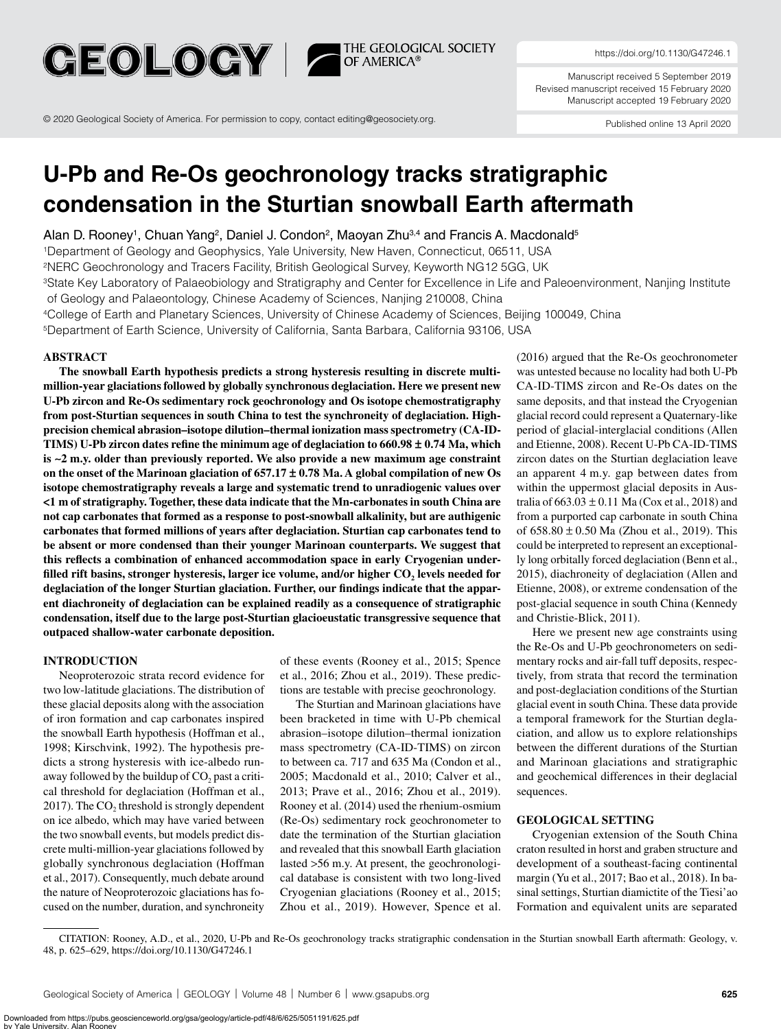https://doi.org/10.1130/G47246.1

Manuscript received 5 September 2019
Revised manuscript received 15 February 2020
Manuscript accepted 19 February 2020

© 2020 Geological Society of America. For permission to copy, contact editing@geosociety.org.

Published online 13 April 2020

# U-Pb and Re-Os geochronology tracks stratigraphic condensation in the Sturtian snowball Earth aftermath

Alan D. Rooney[1], Chuan Yang[2], Daniel J. Condon[2], Maoyan Zhu[3,4] and Francis A. Macdonald[5]

[1]Department of Geology and Geophysics, Yale University, New Haven, Connecticut, 06511, USA
[2]NERC Geochronology and Tracers Facility, British Geological Survey, Keyworth NG12 5GG, UK
[3]State Key Laboratory of Palaeobiology and Stratigraphy and Center for Excellence in Life and Paleoenvironment, Nanjing Institute of Geology and Palaeontology, Chinese Academy of Sciences, Nanjing 210008, China
[4]College of Earth and Planetary Sciences, University of Chinese Academy of Sciences, Beijing 100049, China
[5]Department of Earth Science, University of California, Santa Barbara, California 93106, USA

## ABSTRACT

**The snowball Earth hypothesis predicts a strong hysteresis resulting in discrete multi-million-year glaciations followed by globally synchronous deglaciation. Here we present new U-Pb zircon and Re-Os sedimentary rock geochronology and Os isotope chemostratigraphy from post-Sturtian sequences in south China to test the synchroneity of deglaciation. High-precision chemical abrasion–isotope dilution–thermal ionization mass spectrometry (CA-ID-TIMS) U-Pb zircon dates refine the minimum age of deglaciation to 660.98 ± 0.74 Ma, which is ~2 m.y. older than previously reported. We also provide a new maximum age constraint on the onset of the Marinoan glaciation of 657.17 ± 0.78 Ma. A global compilation of new Os isotope chemostratigraphy reveals a large and systematic trend to unradiogenic values over <1 m of stratigraphy. Together, these data indicate that the Mn-carbonates in south China are not cap carbonates that formed as a response to post-snowball alkalinity, but are authigenic carbonates that formed millions of years after deglaciation. Sturtian cap carbonates tend to be absent or more condensed than their younger Marinoan counterparts. We suggest that this reflects a combination of enhanced accommodation space in early Cryogenian underfilled rift basins, stronger hysteresis, larger ice volume, and/or higher $CO_2$ levels needed for deglaciation of the longer Sturtian glaciation. Further, our findings indicate that the apparent diachroneity of deglaciation can be explained readily as a consequence of stratigraphic condensation, itself due to the large post-Sturtian glacioeustatic transgressive sequence that outpaced shallow-water carbonate deposition.**

## INTRODUCTION

Neoproterozoic strata record evidence for two low-latitude glaciations. The distribution of these glacial deposits along with the association of iron formation and cap carbonates inspired the snowball Earth hypothesis (Hoffman et al., 1998; Kirschvink, 1992). The hypothesis predicts a strong hysteresis with ice-albedo runaway followed by the buildup of $CO_2$ past a critical threshold for deglaciation (Hoffman et al., 2017). The $CO_2$ threshold is strongly dependent on ice albedo, which may have varied between the two snowball events, but models predict discrete multi-million-year glaciations followed by globally synchronous deglaciation (Hoffman et al., 2017). Consequently, much debate around the nature of Neoproterozoic glaciations has focused on the number, duration, and synchroneity of these events (Rooney et al., 2015; Spence et al., 2016; Zhou et al., 2019). These predictions are testable with precise geochronology.

The Sturtian and Marinoan glaciations have been bracketed in time with U-Pb chemical abrasion–isotope dilution–thermal ionization mass spectrometry (CA-ID-TIMS) on zircon to between ca. 717 and 635 Ma (Condon et al., 2005; Macdonald et al., 2010; Calver et al., 2013; Prave et al., 2016; Zhou et al., 2019). Rooney et al. (2014) used the rhenium-osmium (Re-Os) sedimentary rock geochronometer to date the termination of the Sturtian glaciation and revealed that this snowball Earth glaciation lasted >56 m.y. At present, the geochronological database is consistent with two long-lived Cryogenian glaciations (Rooney et al., 2015; Zhou et al., 2019). However, Spence et al. (2016) argued that the Re-Os geochronometer was untested because no locality had both U-Pb CA-ID-TIMS zircon and Re-Os dates on the same deposits, and that instead the Cryogenian glacial record could represent a Quaternary-like period of glacial-interglacial conditions (Allen and Etienne, 2008). Recent U-Pb CA-ID-TIMS zircon dates on the Sturtian deglaciation leave an apparent 4 m.y. gap between dates from within the uppermost glacial deposits in Australia of 663.03 ± 0.11 Ma (Cox et al., 2018) and from a purported cap carbonate in south China of 658.80 ± 0.50 Ma (Zhou et al., 2019). This could be interpreted to represent an exceptionally long orbitally forced deglaciation (Benn et al., 2015), diachroneity of deglaciation (Allen and Etienne, 2008), or extreme condensation of the post-glacial sequence in south China (Kennedy and Christie-Blick, 2011).

Here we present new age constraints using the Re-Os and U-Pb geochronometers on sedimentary rocks and air-fall tuff deposits, respectively, from strata that record the termination and post-deglaciation conditions of the Sturtian glacial event in south China. These data provide a temporal framework for the Sturtian deglaciation, and allow us to explore relationships between the different durations of the Sturtian and Marinoan glaciations and stratigraphic and geochemical differences in their deglacial sequences.

## GEOLOGICAL SETTING

Cryogenian extension of the South China craton resulted in horst and graben structure and development of a southeast-facing continental margin (Yu et al., 2017; Bao et al., 2018). In basinal settings, Sturtian diamictite of the Tiesi'ao Formation and equivalent units are separated

CITATION: Rooney, A.D., et al., 2020, U-Pb and Re-Os geochronology tracks stratigraphic condensation in the Sturtian snowball Earth aftermath: Geology, v. 48, p. 625–629, https://doi.org/10.1130/G47246.1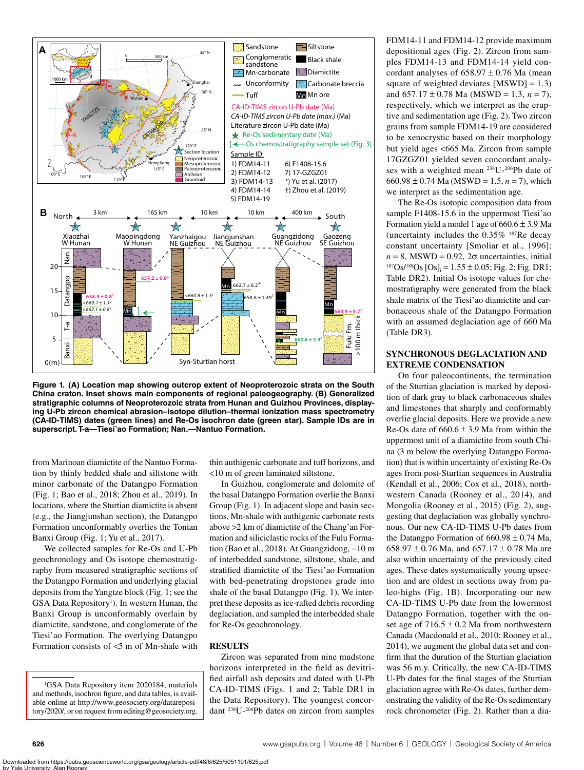**Figure 1. (A) Location map showing outcrop extent of Neoproterozoic strata on the South China craton. Inset shows main components of regional paleogeography. (B) Generalized stratigraphic columns of Neoproterozoic strata from Hunan and Guizhou Provinces, displaying U-Pb zircon chemical abrasion–isotope dilution–thermal ionization mass spectrometry (CA-ID-TIMS) dates (green lines) and Re-Os isochron date (green star). Sample IDs are in superscript. T-a—Tiesi'ao Formation; Nan.—Nantuo Formation.**

from Marinoan diamictite of the Nantuo Formation by thinly bedded shale and siltstone with minor carbonate of the Datangpo Formation (Fig. 1; Bao et al., 2018; Zhou et al., 2019). In locations, where the Sturtian diamictite is absent (e.g., the Jiangjunshan section), the Datangpo Formation unconformably overlies the Tonian Banxi Group (Fig. 1; Yu et al., 2017).

We collected samples for Re-Os and U-Pb geochronology and Os isotope chemostratigraphy from measured stratigraphic sections of the Datangpo Formation and underlying glacial deposits from the Yangtze block (Fig. 1; see the GSA Data Repository[1]). In western Hunan, the Banxi Group is unconformably overlain by diamictite, sandstone, and conglomerate of the Tiesi'ao Formation. The overlying Datangpo Formation consists of <5 m of Mn-shale with thin authigenic carbonate and tuff horizons, and <10 m of green laminated siltstone.

In Guizhou, conglomerate and dolomite of the basal Datangpo Formation overlie the Banxi Group (Fig. 1). In adjacent slope and basin sections, Mn-shale with authigenic carbonate rests above >2 km of diamictite of the Chang'an Formation and siliciclastic rocks of the Fulu Formation (Bao et al., 2018). At Guangzidong, ~10 m of interbedded sandstone, siltstone, shale, and stratified diamictite of the Tiesi'ao Formation with bed-penetrating dropstones grade into shale of the basal Datangpo (Fig. 1). We interpret these deposits as ice-rafted debris recording deglaciation, and sampled the interbedded shale for Re-Os geochronology.

## RESULTS

Zircon was separated from nine mudstone horizons interpreted in the field as devitrified airfall ash deposits and dated with U-Pb CA-ID-TIMS (Figs. 1 and 2; Table DR1 in the Data Repository). The youngest concordant $^{238}$U-$^{206}$Pb dates on zircon from samples FDM14-11 and FDM14-12 provide maximum depositional ages (Fig. 2). Zircon from samples FDM14-13 and FDM14-14 yield concordant analyses of 658.97 ± 0.76 Ma (mean square of weighted deviates [MSWD] = 1.3) and 657.17 ± 0.78 Ma (MSWD = 1.3, $n$ = 7), respectively, which we interpret as the eruptive and sedimentation age (Fig. 2). Two zircon grains from sample FDM14-19 are considered to be xenocrystic based on their morphology but yield ages <665 Ma. Zircon from sample 17GZGZ01 yielded seven concordant analyses with a weighted mean $^{238}$U-$^{206}$Pb date of 660.98 ± 0.74 Ma (MSWD = 1.5, $n$ = 7), which we interpret as the sedimentation age.

The Re-Os isotopic composition data from sample F1408-15.6 in the uppermost Tiesi'ao Formation yield a model 1 age of 660.6 ± 3.9 Ma (uncertainty includes the 0.35% $^{187}$Re decay constant uncertainty [Smoliar et al., 1996]; $n$ = 8, MSWD = 0.92, 2σ uncertainties, initial $^{187}$Os/$^{188}$Os [Os]$_i$ = 1.55 ± 0.05; Fig. 2; Fig. DR1; Table DR2). Initial Os isotope values for chemostratigraphy were generated from the black shale matrix of the Tiesi'ao diamictite and carbonaceous shale of the Datangpo Formation with an assumed deglaciation age of 660 Ma (Table DR3).

## SYNCHRONOUS DEGLACIATION AND EXTREME CONDENSATION

On four paleocontinents, the termination of the Sturtian glaciation is marked by deposition of dark gray to black carbonaceous shales and limestones that sharply and conformably overlie glacial deposits. Here we provide a new Re-Os date of 660.6 ± 3.9 Ma from within the uppermost unit of a diamictite from south China (3 m below the overlying Datangpo Formation) that is within uncertainty of existing Re-Os ages from post-Sturtian sequences in Australia (Kendall et al., 2006; Cox et al., 2018), northwestern Canada (Rooney et al., 2014), and Mongolia (Rooney et al., 2015) (Fig. 2), suggesting that deglaciation was globally synchronous. Our new CA-ID-TIMS U-Pb dates from the Datangpo Formation of 660.98 ± 0.74 Ma, 658.97 ± 0.76 Ma, and 657.17 ± 0.78 Ma are also within uncertainty of the previously cited ages. These dates systematically young upsection and are oldest in sections away from paleo-highs (Fig. 1B). Incorporating our new CA-ID-TIMS U-Pb date from the lowermost Datangpo Formation, together with the onset age of 716.5 ± 0.2 Ma from northwestern Canada (Macdonald et al., 2010; Rooney et al., 2014), we augment the global data set and confirm that the duration of the Sturtian glaciation was 56 m.y. Critically, the new CA-ID-TIMS U-Pb dates for the final stages of the Sturtian glaciation agree with Re-Os dates, further demonstrating the validity of the Re-Os sedimentary rock chronometer (Fig. 2). Rather than a dia-

[1]GSA Data Repository item 2020184, materials and methods, isochron figure, and data tables, is available online at http://www.geosociety.org/datarepository/2020/, or on request from editing@geosociety.org.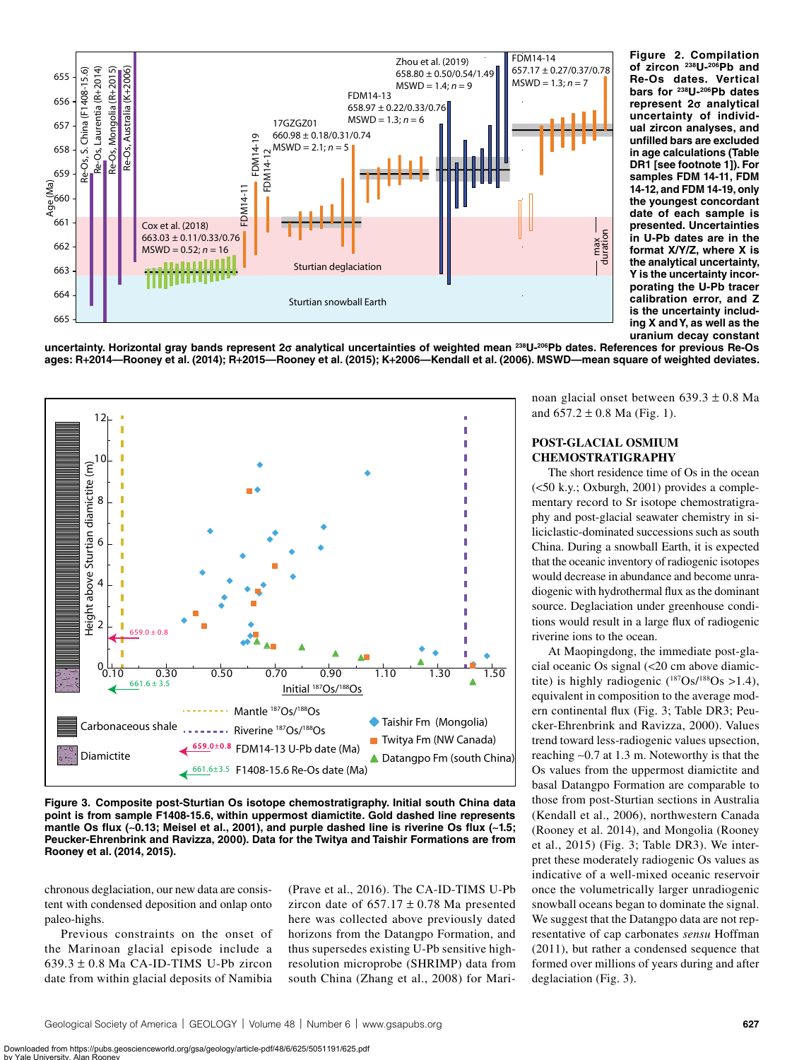Figure 2. Compilation of zircon $^{238}U$-$^{206}Pb$ and Re-Os dates. Vertical bars for $^{238}U$-$^{206}Pb$ dates represent 2σ analytical uncertainty of individual zircon analyses, and unfilled bars are excluded in age calculations (Table DR1 [see footnote 1]). For samples FDM 14-11, FDM 14-12, and FDM 14-19, only the youngest concordant date of each sample is presented. Uncertainties in U-Pb dates are in the format X/Y/Z, where X is the analytical uncertainty, Y is the uncertainty incorporating the U-Pb tracer calibration error, and Z is the uncertainty including X and Y, as well as the uranium decay constant uncertainty. Horizontal gray bands represent 2σ analytical uncertainties of weighted mean $^{238}U$-$^{206}Pb$ dates. References for previous Re-Os ages: R+2014—Rooney et al. (2014); R+2015—Rooney et al. (2015); K+2006—Kendall et al. (2006). MSWD—mean square of weighted deviates.

Figure 3. Composite post-Sturtian Os isotope chemostratigraphy. Initial south China data point is from sample F1408-15.6, within uppermost diamictite. Gold dashed line represents mantle Os flux (~0.13; Meisel et al., 2001), and purple dashed line is riverine Os flux (~1.5; Peucker-Ehrenbrink and Ravizza, 2000). Data for the Twitya and Taishir Formations are from Rooney et al. (2014, 2015).

chronous deglaciation, our new data are consistent with condensed deposition and onlap onto paleo-highs.

Previous constraints on the onset of the Marinoan glacial episode include a 639.3 ± 0.8 Ma CA-ID-TIMS U-Pb zircon date from within glacial deposits of Namibia (Prave et al., 2016). The CA-ID-TIMS U-Pb zircon date of 657.17 ± 0.78 Ma presented here was collected above previously dated horizons from the Datangpo Formation, and thus supersedes existing U-Pb sensitive high-resolution microprobe (SHRIMP) data from south China (Zhang et al., 2008) for Marinoan glacial onset between 639.3 ± 0.8 Ma and 657.2 ± 0.8 Ma (Fig. 1).

## POST-GLACIAL OSMIUM CHEMOSTRATIGRAPHY

The short residence time of Os in the ocean (<50 k.y.; Oxburgh, 2001) provides a complementary record to Sr isotope chemostratigraphy and post-glacial seawater chemistry in siliciclastic-dominated successions such as south China. During a snowball Earth, it is expected that the oceanic inventory of radiogenic isotopes would decrease in abundance and become unradiogenic with hydrothermal flux as the dominant source. Deglaciation under greenhouse conditions would result in a large flux of radiogenic riverine ions to the ocean.

At Maopingdong, the immediate post-glacial oceanic Os signal (<20 cm above diamictite) is highly radiogenic ($^{187}Os/^{188}Os$ >1.4), equivalent in composition to the average modern continental flux (Fig. 3; Table DR3; Peucker-Ehrenbrink and Ravizza, 2000). Values trend toward less-radiogenic values upsection, reaching ~0.7 at 1.3 m. Noteworthy is that the Os values from the uppermost diamictite and basal Datangpo Formation are comparable to those from post-Sturtian sections in Australia (Kendall et al., 2006), northwestern Canada (Rooney et al. 2014), and Mongolia (Rooney et al., 2015) (Fig. 3; Table DR3). We interpret these moderately radiogenic Os values as indicative of a well-mixed oceanic reservoir once the volumetrically larger unradiogenic snowball oceans began to dominate the signal. We suggest that the Datangpo data are not representative of cap carbonates *sensu* Hoffman (2011), but rather a condensed sequence that formed over millions of years during and after deglaciation (Fig. 3).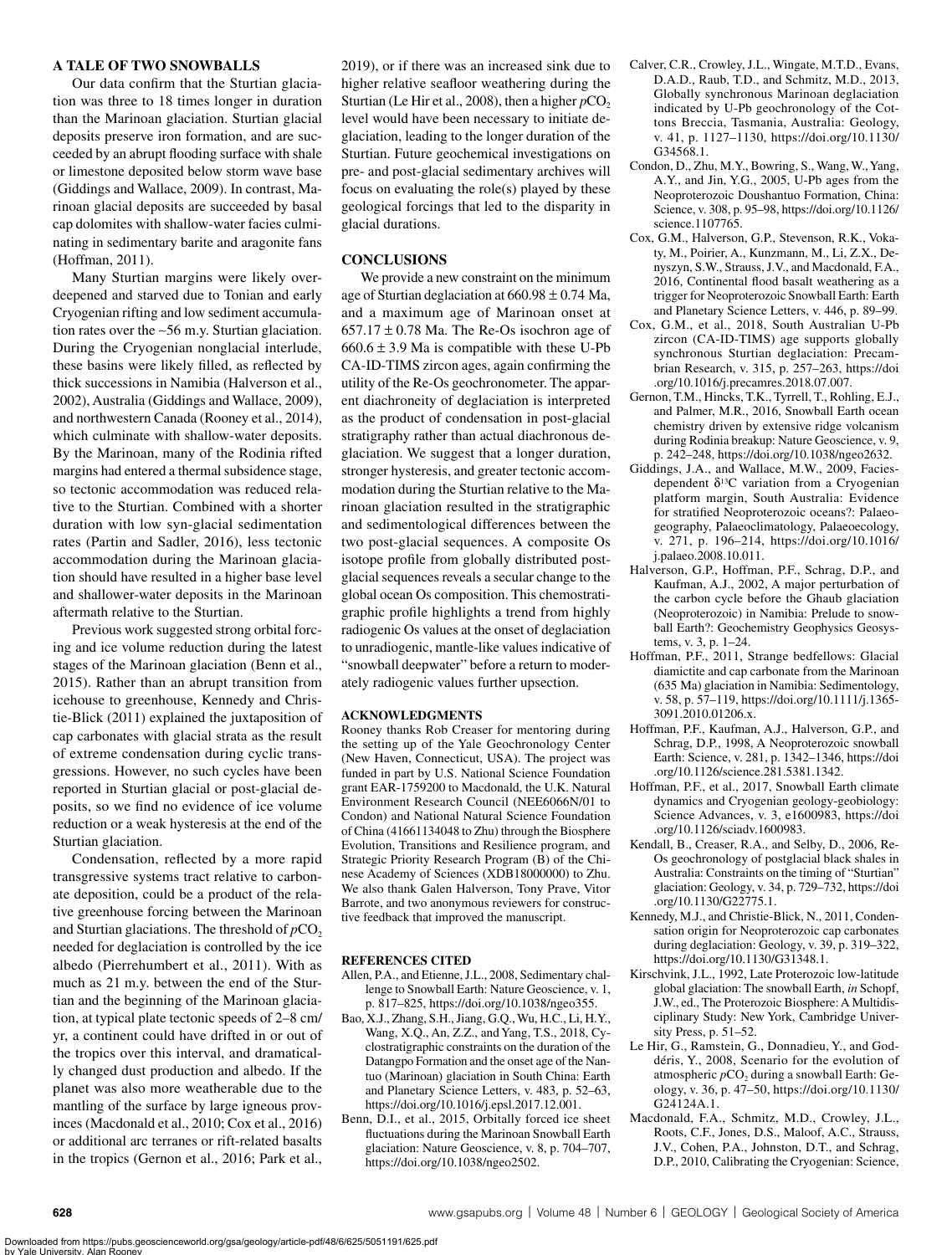## A TALE OF TWO SNOWBALLS

Our data confirm that the Sturtian glaciation was three to 18 times longer in duration than the Marinoan glaciation. Sturtian glacial deposits preserve iron formation, and are succeeded by an abrupt flooding surface with shale or limestone deposited below storm wave base (Giddings and Wallace, 2009). In contrast, Marinoan glacial deposits are succeeded by basal cap dolomites with shallow-water facies culminating in sedimentary barite and aragonite fans (Hoffman, 2011).

Many Sturtian margins were likely overdeepened and starved due to Tonian and early Cryogenian rifting and low sediment accumulation rates over the ~56 m.y. Sturtian glaciation. During the Cryogenian nonglacial interlude, these basins were likely filled, as reflected by thick successions in Namibia (Halverson et al., 2002), Australia (Giddings and Wallace, 2009), and northwestern Canada (Rooney et al., 2014), which culminate with shallow-water deposits. By the Marinoan, many of the Rodinia rifted margins had entered a thermal subsidence stage, so tectonic accommodation was reduced relative to the Sturtian. Combined with a shorter duration with low syn-glacial sedimentation rates (Partin and Sadler, 2016), less tectonic accommodation during the Marinoan glaciation should have resulted in a higher base level and shallower-water deposits in the Marinoan aftermath relative to the Sturtian.

Previous work suggested strong orbital forcing and ice volume reduction during the latest stages of the Marinoan glaciation (Benn et al., 2015). Rather than an abrupt transition from icehouse to greenhouse, Kennedy and Christie-Blick (2011) explained the juxtaposition of cap carbonates with glacial strata as the result of extreme condensation during cyclic transgressions. However, no such cycles have been reported in Sturtian glacial or post-glacial deposits, so we find no evidence of ice volume reduction or a weak hysteresis at the end of the Sturtian glaciation.

Condensation, reflected by a more rapid transgressive systems tract relative to carbonate deposition, could be a product of the relative greenhouse forcing between the Marinoan and Sturtian glaciations. The threshold of $pCO_2$ needed for deglaciation is controlled by the ice albedo (Pierrehumbert et al., 2011). With as much as 21 m.y. between the end of the Sturtian and the beginning of the Marinoan glaciation, at typical plate tectonic speeds of 2–8 cm/yr, a continent could have drifted in or out of the tropics over this interval, and dramatically changed dust production and albedo. If the planet was also more weatherable due to the mantling of the surface by large igneous provinces (Macdonald et al., 2010; Cox et al., 2016) or additional arc terranes or rift-related basalts in the tropics (Gernon et al., 2016; Park et al., 2019), or if there was an increased sink due to higher relative seafloor weathering during the Sturtian (Le Hir et al., 2008), then a higher $pCO_2$ level would have been necessary to initiate deglaciation, leading to the longer duration of the Sturtian. Future geochemical investigations on pre- and post-glacial sedimentary archives will focus on evaluating the role(s) played by these geological forcings that led to the disparity in glacial durations.

## CONCLUSIONS

We provide a new constraint on the minimum age of Sturtian deglaciation at 660.98 ± 0.74 Ma, and a maximum age of Marinoan onset at 657.17 ± 0.78 Ma. The Re-Os isochron age of 660.6 ± 3.9 Ma is compatible with these U-Pb CA-ID-TIMS zircon ages, again confirming the utility of the Re-Os geochronometer. The apparent diachroneity of deglaciation is interpreted as the product of condensation in post-glacial stratigraphy rather than actual diachronous deglaciation. We suggest that a longer duration, stronger hysteresis, and greater tectonic accommodation during the Sturtian relative to the Marinoan glaciation resulted in the stratigraphic and sedimentological differences between the two post-glacial sequences. A composite Os isotope profile from globally distributed post-glacial sequences reveals a secular change to the global ocean Os composition. This chemostratigraphic profile highlights a trend from highly radiogenic Os values at the onset of deglaciation to unradiogenic, mantle-like values indicative of "snowball deepwater" before a return to moderately radiogenic values further upsection.

## ACKNOWLEDGMENTS

Rooney thanks Rob Creaser for mentoring during the setting up of the Yale Geochronology Center (New Haven, Connecticut, USA). The project was funded in part by U.S. National Science Foundation grant EAR-1759200 to Macdonald, the U.K. Natural Environment Research Council (NEE6066N/01 to Condon) and National Natural Science Foundation of China (41661134048 to Zhu) through the Biosphere Evolution, Transitions and Resilience program, and Strategic Priority Research Program (B) of the Chinese Academy of Sciences (XDB18000000) to Zhu. We also thank Galen Halverson, Tony Prave, Vitor Barrote, and two anonymous reviewers for constructive feedback that improved the manuscript.

## REFERENCES CITED

Allen, P.A., and Etienne, J.L., 2008, Sedimentary challenge to Snowball Earth: Nature Geoscience, v. 1, p. 817–825, https://doi.org/10.1038/ngeo355.

Bao, X.J., Zhang, S.H., Jiang, G.Q., Wu, H.C., Li, H.Y., Wang, X.Q., An, Z.Z., and Yang, T.S., 2018, Cyclostratigraphic constraints on the duration of the Datangpo Formation and the onset age of the Nantuo (Marinoan) glaciation in South China: Earth and Planetary Science Letters, v. 483, p. 52–63, https://doi.org/10.1016/j.epsl.2017.12.001.

Benn, D.I., et al., 2015, Orbitally forced ice sheet fluctuations during the Marinoan Snowball Earth glaciation: Nature Geoscience, v. 8, p. 704–707, https://doi.org/10.1038/ngeo2502.

Calver, C.R., Crowley, J.L., Wingate, M.T.D., Evans, D.A.D., Raub, T.D., and Schmitz, M.D., 2013, Globally synchronous Marinoan deglaciation indicated by U-Pb geochronology of the Cottons Breccia, Tasmania, Australia: Geology, v. 41, p. 1127–1130, https://doi.org/10.1130/G34568.1.

Condon, D., Zhu, M.Y., Bowring, S., Wang, W., Yang, A.Y., and Jin, Y.G., 2005, U-Pb ages from the Neoproterozoic Doushantuo Formation, China: Science, v. 308, p. 95–98, https://doi.org/10.1126/science.1107765.

Cox, G.M., Halverson, G.P., Stevenson, R.K., Vokaty, M., Poirier, A., Kunzmann, M., Li, Z.X., Denyszyn, S.W., Strauss, J.V., and Macdonald, F.A., 2016, Continental flood basalt weathering as a trigger for Neoproterozoic Snowball Earth: Earth and Planetary Science Letters, v. 446, p. 89–99.

Cox, G.M., et al., 2018, South Australian U-Pb zircon (CA-ID-TIMS) age supports globally synchronous Sturtian deglaciation: Precambrian Research, v. 315, p. 257–263, https://doi.org/10.1016/j.precamres.2018.07.007.

Gernon, T.M., Hincks, T.K., Tyrrell, T., Rohling, E.J., and Palmer, M.R., 2016, Snowball Earth ocean chemistry driven by extensive ridge volcanism during Rodinia breakup: Nature Geoscience, v. 9, p. 242–248, https://doi.org/10.1038/ngeo2632.

Giddings, J.A., and Wallace, M.W., 2009, Facies-dependent $\delta^{13}C$ variation from a Cryogenian platform margin, South Australia: Evidence for stratified Neoproterozoic oceans?: Palaeogeography, Palaeoclimatology, Palaeoecology, v. 271, p. 196–214, https://doi.org/10.1016/j.palaeo.2008.10.011.

Halverson, G.P., Hoffman, P.F., Schrag, D.P., and Kaufman, A.J., 2002, A major perturbation of the carbon cycle before the Ghaub glaciation (Neoproterozoic) in Namibia: Prelude to snowball Earth?: Geochemistry Geophysics Geosystems, v. 3, p. 1–24.

Hoffman, P.F., 2011, Strange bedfellows: Glacial diamictite and cap carbonate from the Marinoan (635 Ma) glaciation in Namibia: Sedimentology, v. 58, p. 57–119, https://doi.org/10.1111/j.1365-3091.2010.01206.x.

Hoffman, P.F., Kaufman, A.J., Halverson, G.P., and Schrag, D.P., 1998, A Neoproterozoic snowball Earth: Science, v. 281, p. 1342–1346, https://doi.org/10.1126/science.281.5381.1342.

Hoffman, P.F., et al., 2017, Snowball Earth climate dynamics and Cryogenian geology-geobiology: Science Advances, v. 3, e1600983, https://doi.org/10.1126/sciadv.1600983.

Kendall, B., Creaser, R.A., and Selby, D., 2006, Re-Os geochronology of postglacial black shales in Australia: Constraints on the timing of "Sturtian" glaciation: Geology, v. 34, p. 729–732, https://doi.org/10.1130/G22775.1.

Kennedy, M.J., and Christie-Blick, N., 2011, Condensation origin for Neoproterozoic cap carbonates during deglaciation: Geology, v. 39, p. 319–322, https://doi.org/10.1130/G31348.1.

Kirschvink, J.L., 1992, Late Proterozoic low-latitude global glaciation: The snowball Earth, *in* Schopf, J.W., ed., The Proterozoic Biosphere: A Multidisciplinary Study: New York, Cambridge University Press, p. 51–52.

Le Hir, G., Ramstein, G., Donnadieu, Y., and Goddéris, Y., 2008, Scenario for the evolution of atmospheric $pCO_2$ during a snowball Earth: Geology, v. 36, p. 47–50, https://doi.org/10.1130/G24124A.1.

Macdonald, F.A., Schmitz, M.D., Crowley, J.L., Roots, C.F., Jones, D.S., Maloof, A.C., Strauss, J.V., Cohen, P.A., Johnston, D.T., and Schrag, D.P., 2010, Calibrating the Cryogenian: Science,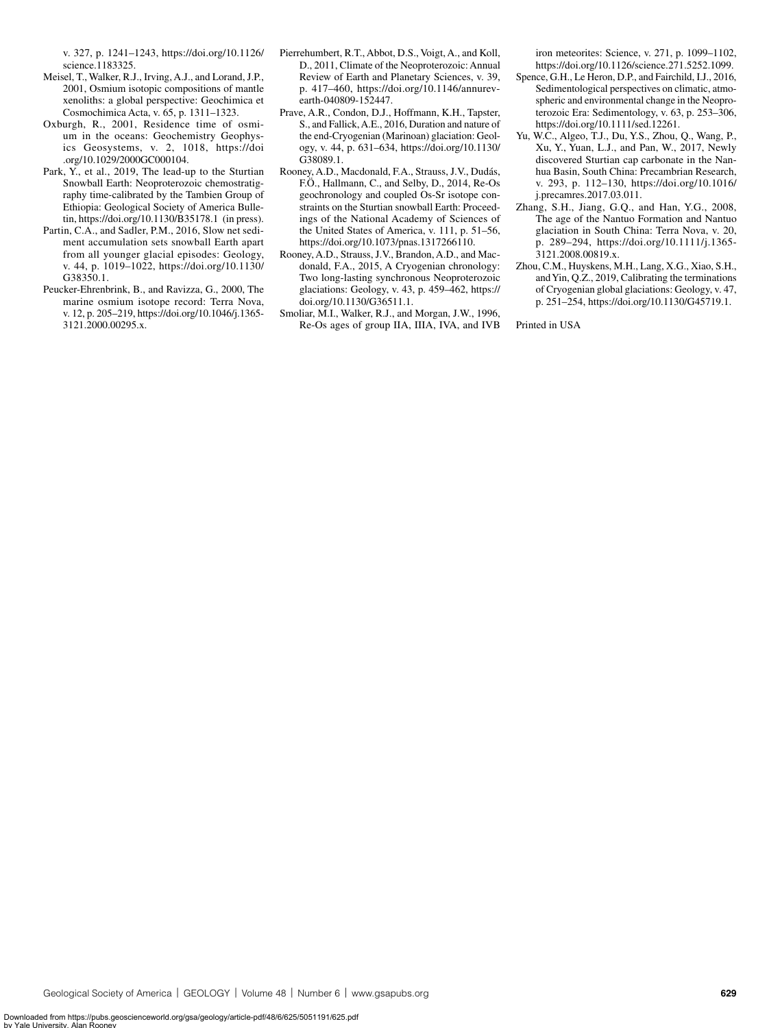v. 327, p. 1241–1243, https://doi.org/10.1126/science.1183325.

Meisel, T., Walker, R.J., Irving, A.J., and Lorand, J.P., 2001, Osmium isotopic compositions of mantle xenoliths: a global perspective: Geochimica et Cosmochimica Acta, v. 65, p. 1311–1323.

Oxburgh, R., 2001, Residence time of osmium in the oceans: Geochemistry Geophysics Geosystems, v. 2, 1018, https://doi.org/10.1029/2000GC000104.

Park, Y., et al., 2019, The lead-up to the Sturtian Snowball Earth: Neoproterozoic chemostratigraphy time-calibrated by the Tambien Group of Ethiopia: Geological Society of America Bulletin, https://doi.org/10.1130/B35178.1 (in press).

Partin, C.A., and Sadler, P.M., 2016, Slow net sediment accumulation sets snowball Earth apart from all younger glacial episodes: Geology, v. 44, p. 1019–1022, https://doi.org/10.1130/G38350.1.

Peucker-Ehrenbrink, B., and Ravizza, G., 2000, The marine osmium isotope record: Terra Nova, v. 12, p. 205–219, https://doi.org/10.1046/j.1365-3121.2000.00295.x.

Pierrehumbert, R.T., Abbot, D.S., Voigt, A., and Koll, D., 2011, Climate of the Neoproterozoic: Annual Review of Earth and Planetary Sciences, v. 39, p. 417–460, https://doi.org/10.1146/annurev-earth-040809-152447.

Prave, A.R., Condon, D.J., Hoffmann, K.H., Tapster, S., and Fallick, A.E., 2016, Duration and nature of the end-Cryogenian (Marinoan) glaciation: Geology, v. 44, p. 631–634, https://doi.org/10.1130/G38089.1.

Rooney, A.D., Macdonald, F.A., Strauss, J.V., Dudás, F.Ö., Hallmann, C., and Selby, D., 2014, Re-Os geochronology and coupled Os-Sr isotope constraints on the Sturtian snowball Earth: Proceedings of the National Academy of Sciences of the United States of America, v. 111, p. 51–56, https://doi.org/10.1073/pnas.1317266110.

Rooney, A.D., Strauss, J.V., Brandon, A.D., and Macdonald, F.A., 2015, A Cryogenian chronology: Two long-lasting synchronous Neoproterozoic glaciations: Geology, v. 43, p. 459–462, https://doi.org/10.1130/G36511.1.

Smoliar, M.I., Walker, R.J., and Morgan, J.W., 1996, Re-Os ages of group IIA, IIIA, IVA, and IVB iron meteorites: Science, v. 271, p. 1099–1102, https://doi.org/10.1126/science.271.5252.1099.

Spence, G.H., Le Heron, D.P., and Fairchild, I.J., 2016, Sedimentological perspectives on climatic, atmospheric and environmental change in the Neoproterozoic Era: Sedimentology, v. 63, p. 253–306, https://doi.org/10.1111/sed.12261.

Yu, W.C., Algeo, T.J., Du, Y.S., Zhou, Q., Wang, P., Xu, Y., Yuan, L.J., and Pan, W., 2017, Newly discovered Sturtian cap carbonate in the Nanhua Basin, South China: Precambrian Research, v. 293, p. 112–130, https://doi.org/10.1016/j.precamres.2017.03.011.

Zhang, S.H., Jiang, G.Q., and Han, Y.G., 2008, The age of the Nantuo Formation and Nantuo glaciation in South China: Terra Nova, v. 20, p. 289–294, https://doi.org/10.1111/j.1365-3121.2008.00819.x.

Zhou, C.M., Huyskens, M.H., Lang, X.G., Xiao, S.H., and Yin, Q.Z., 2019, Calibrating the terminations of Cryogenian global glaciations: Geology, v. 47, p. 251–254, https://doi.org/10.1130/G45719.1.

Printed in USA